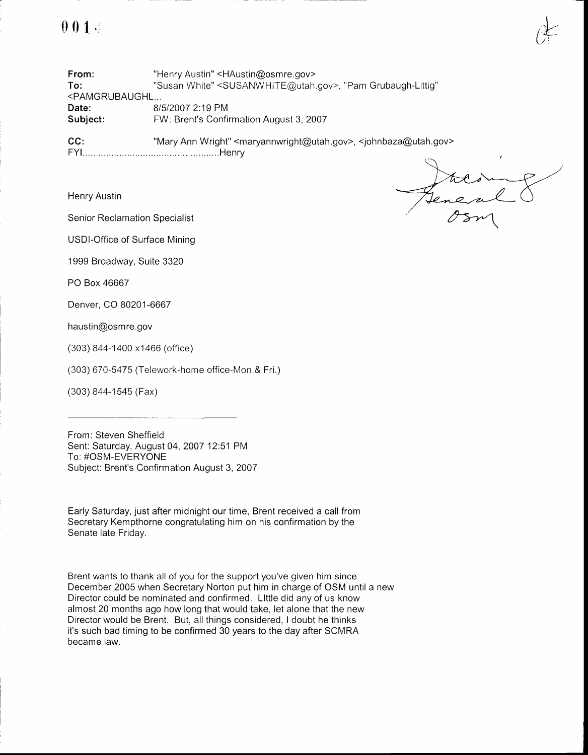**From:** "Henry Austin" <HAustin@osmre.gov>
**To:** "Susan White" <SUSANWHITE@utah.gov>, "Pam Grubaugh-Littig" <PAMGRUBAUGHL...
**Date:** 8/5/2007 2:19 PM
**Subject:** FW: Brent's Confirmation August 3, 2007

**CC:** "Mary Ann Wright" <maryannwright@utah.gov>, <johnbaza@utah.gov>

FYI....................................................Henry

Incoming General OSM

Henry Austin

Senior Reclamation Specialist

USDI-Office of Surface Mining

1999 Broadway, Suite 3320

PO Box 46667

Denver, CO 80201-6667

haustin@osmre.gov

(303) 844-1400 x1466 (office)

(303) 670-5475 (Telework-home office-Mon.& Fri.)

(303) 844-1545 (Fax)

---

From: Steven Sheffield
Sent: Saturday, August 04, 2007 12:51 PM
To: #OSM-EVERYONE
Subject: Brent's Confirmation August 3, 2007

Early Saturday, just after midnight our time, Brent received a call from Secretary Kempthorne congratulating him on his confirmation by the Senate late Friday.

Brent wants to thank all of you for the support you've given him since December 2005 when Secretary Norton put him in charge of OSM until a new Director could be nominated and confirmed. LIttle did any of us know almost 20 months ago how long that would take, let alone that the new Director would be Brent. But, all things considered, I doubt he thinks it's such bad timing to be confirmed 30 years to the day after SCMRA became law.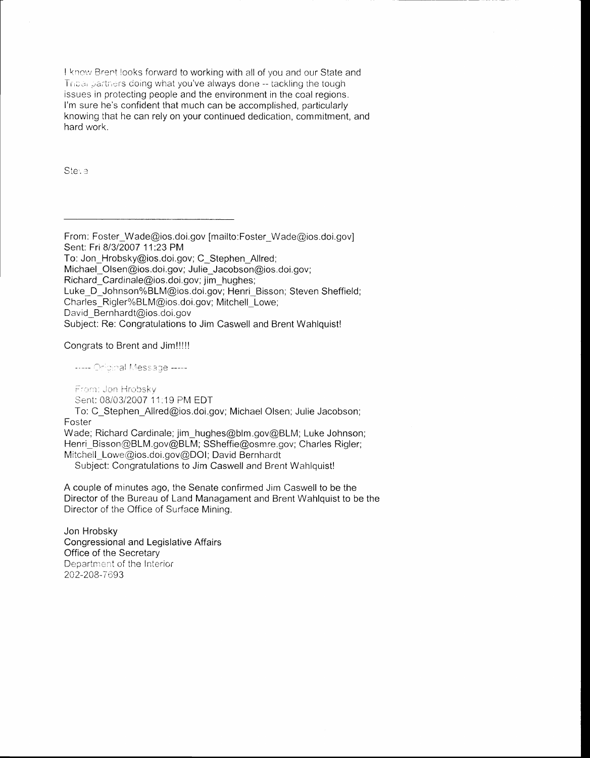I know Brent looks forward to working with all of you and our State and Tribal partners doing what you've always done -- tackling the tough issues in protecting people and the environment in the coal regions. I'm sure he's confident that much can be accomplished, particularly knowing that he can rely on your continued dedication, commitment, and hard work.

Steve

---

From: Foster_Wade@ios.doi.gov [mailto:Foster_Wade@ios.doi.gov]
Sent: Fri 8/3/2007 11:23 PM
To: Jon_Hrobsky@ios.doi.gov; C_Stephen_Allred; Michael_Olsen@ios.doi.gov; Julie_Jacobson@ios.doi.gov; Richard_Cardinale@ios.doi.gov; jim_hughes; Luke_D_Johnson%BLM@ios.doi.gov; Henri_Bisson; Steven Sheffield; Charles_Rigler%BLM@ios.doi.gov; Mitchell_Lowe; David_Bernhardt@ios.doi.gov
Subject: Re: Congratulations to Jim Caswell and Brent Wahlquist!

Congrats to Brent and Jim!!!!!

----- Original Message -----

From: Jon Hrobsky
Sent: 08/03/2007 11:19 PM EDT
To: C_Stephen_Allred@ios.doi.gov; Michael Olsen; Julie Jacobson; Foster Wade; Richard Cardinale; jim_hughes@blm.gov@BLM; Luke Johnson; Henri_Bisson@BLM.gov@BLM; SSheffie@osmre.gov; Charles Rigler; Mitchell_Lowe@ios.doi.gov@DOI; David Bernhardt
Subject: Congratulations to Jim Caswell and Brent Wahlquist!

A couple of minutes ago, the Senate confirmed Jim Caswell to be the Director of the Bureau of Land Managament and Brent Wahlquist to be the Director of the Office of Surface Mining.

Jon Hrobsky
Congressional and Legislative Affairs
Office of the Secretary
Department of the Interior
202-208-7693